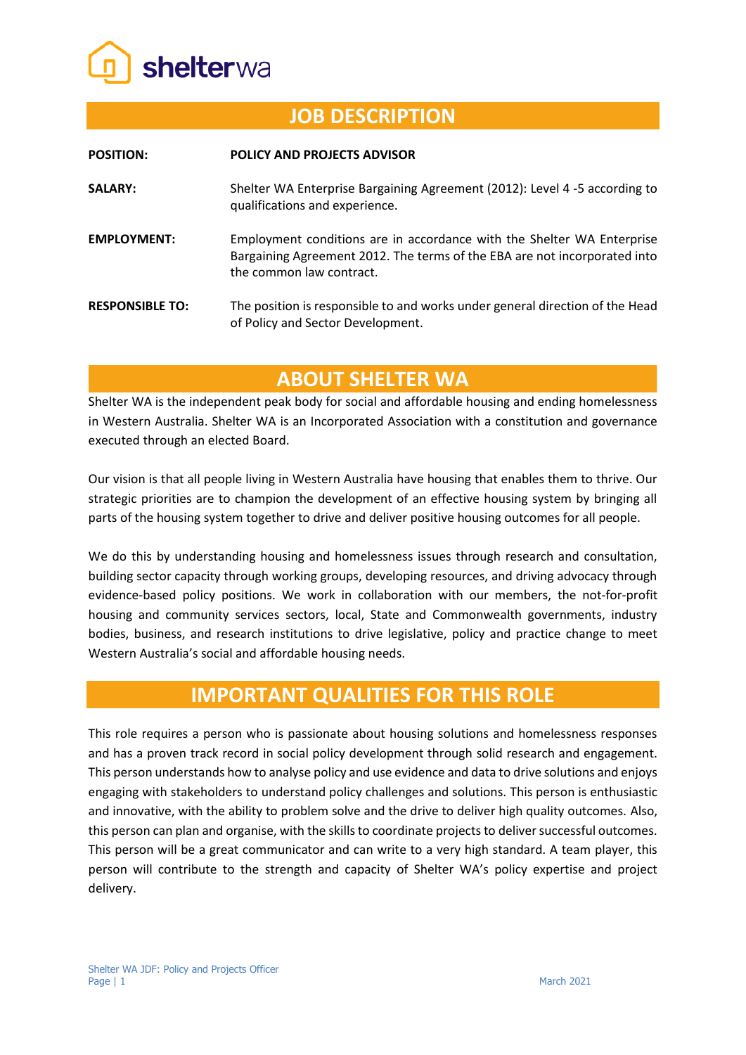shelterwa

# JOB DESCRIPTION

| | |
|---|---|
| **POSITION:** | **POLICY AND PROJECTS ADVISOR** |
| **SALARY:** | Shelter WA Enterprise Bargaining Agreement (2012): Level 4 -5 according to qualifications and experience. |
| **EMPLOYMENT:** | Employment conditions are in accordance with the Shelter WA Enterprise Bargaining Agreement 2012. The terms of the EBA are not incorporated into the common law contract. |
| **RESPONSIBLE TO:** | The position is responsible to and works under general direction of the Head of Policy and Sector Development. |

# ABOUT SHELTER WA

Shelter WA is the independent peak body for social and affordable housing and ending homelessness in Western Australia. Shelter WA is an Incorporated Association with a constitution and governance executed through an elected Board.

Our vision is that all people living in Western Australia have housing that enables them to thrive. Our strategic priorities are to champion the development of an effective housing system by bringing all parts of the housing system together to drive and deliver positive housing outcomes for all people.

We do this by understanding housing and homelessness issues through research and consultation, building sector capacity through working groups, developing resources, and driving advocacy through evidence-based policy positions. We work in collaboration with our members, the not-for-profit housing and community services sectors, local, State and Commonwealth governments, industry bodies, business, and research institutions to drive legislative, policy and practice change to meet Western Australia's social and affordable housing needs.

# IMPORTANT QUALITIES FOR THIS ROLE

This role requires a person who is passionate about housing solutions and homelessness responses and has a proven track record in social policy development through solid research and engagement. This person understands how to analyse policy and use evidence and data to drive solutions and enjoys engaging with stakeholders to understand policy challenges and solutions. This person is enthusiastic and innovative, with the ability to problem solve and the drive to deliver high quality outcomes. Also, this person can plan and organise, with the skills to coordinate projects to deliver successful outcomes. This person will be a great communicator and can write to a very high standard. A team player, this person will contribute to the strength and capacity of Shelter WA's policy expertise and project delivery.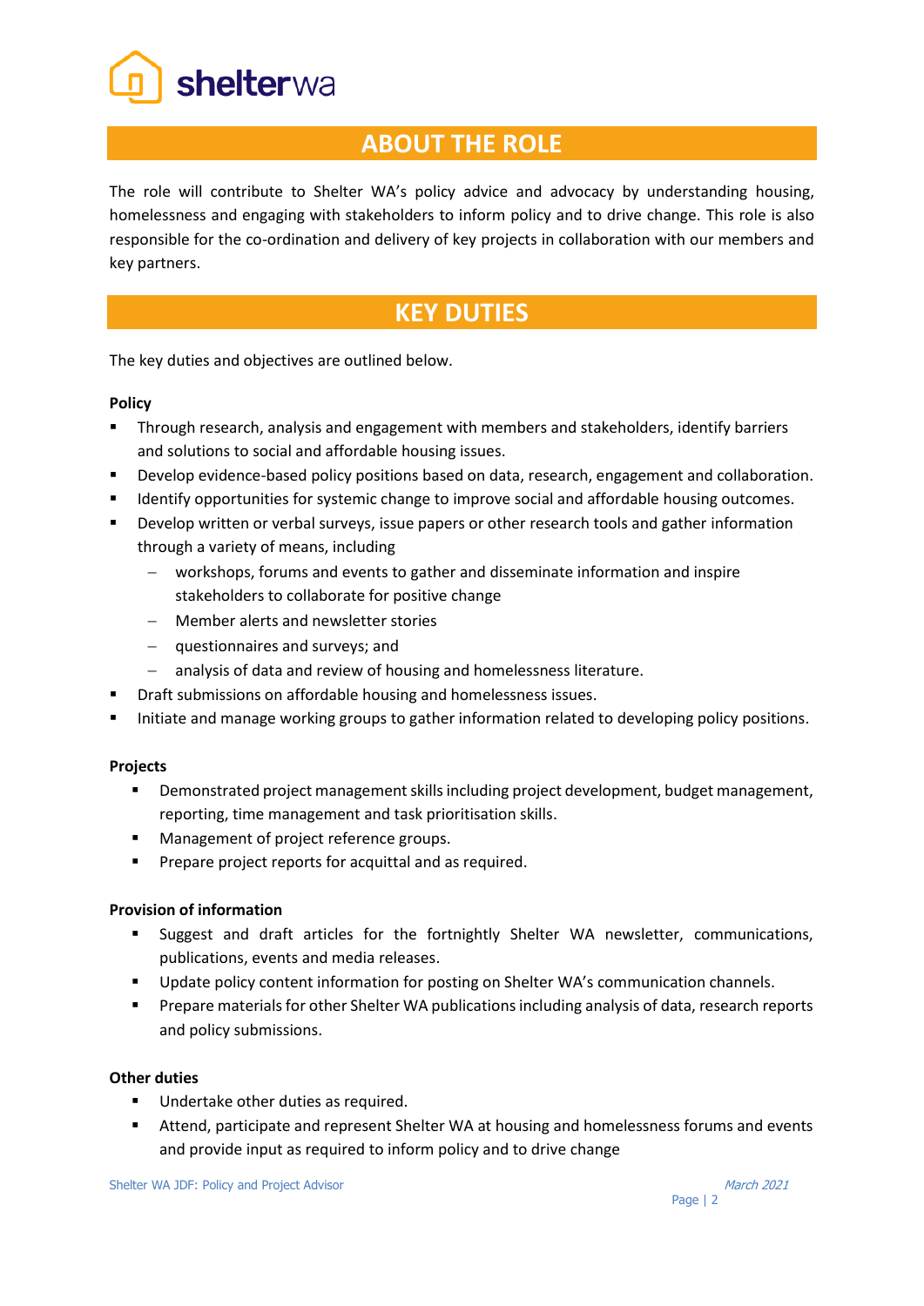## ABOUT THE ROLE

The role will contribute to Shelter WA's policy advice and advocacy by understanding housing, homelessness and engaging with stakeholders to inform policy and to drive change. This role is also responsible for the co-ordination and delivery of key projects in collaboration with our members and key partners.

## KEY DUTIES

The key duties and objectives are outlined below.

**Policy**

- Through research, analysis and engagement with members and stakeholders, identify barriers and solutions to social and affordable housing issues.
- Develop evidence-based policy positions based on data, research, engagement and collaboration.
- Identify opportunities for systemic change to improve social and affordable housing outcomes.
- Develop written or verbal surveys, issue papers or other research tools and gather information through a variety of means, including
  - workshops, forums and events to gather and disseminate information and inspire stakeholders to collaborate for positive change
  - Member alerts and newsletter stories
  - questionnaires and surveys; and
  - analysis of data and review of housing and homelessness literature.
- Draft submissions on affordable housing and homelessness issues.
- Initiate and manage working groups to gather information related to developing policy positions.

**Projects**

- Demonstrated project management skills including project development, budget management, reporting, time management and task prioritisation skills.
- Management of project reference groups.
- Prepare project reports for acquittal and as required.

**Provision of information**

- Suggest and draft articles for the fortnightly Shelter WA newsletter, communications, publications, events and media releases.
- Update policy content information for posting on Shelter WA's communication channels.
- Prepare materials for other Shelter WA publications including analysis of data, research reports and policy submissions.

**Other duties**

- Undertake other duties as required.
- Attend, participate and represent Shelter WA at housing and homelessness forums and events and provide input as required to inform policy and to drive change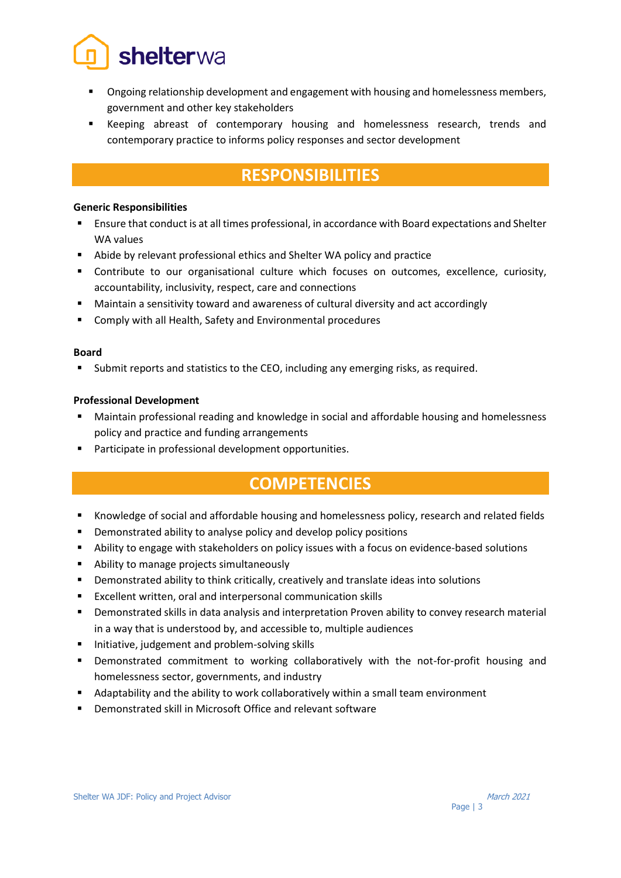- Ongoing relationship development and engagement with housing and homelessness members, government and other key stakeholders
- Keeping abreast of contemporary housing and homelessness research, trends and contemporary practice to informs policy responses and sector development

## RESPONSIBILITIES

**Generic Responsibilities**

- Ensure that conduct is at all times professional, in accordance with Board expectations and Shelter WA values
- Abide by relevant professional ethics and Shelter WA policy and practice
- Contribute to our organisational culture which focuses on outcomes, excellence, curiosity, accountability, inclusivity, respect, care and connections
- Maintain a sensitivity toward and awareness of cultural diversity and act accordingly
- Comply with all Health, Safety and Environmental procedures

**Board**

- Submit reports and statistics to the CEO, including any emerging risks, as required.

**Professional Development**

- Maintain professional reading and knowledge in social and affordable housing and homelessness policy and practice and funding arrangements
- Participate in professional development opportunities.

## COMPETENCIES

- Knowledge of social and affordable housing and homelessness policy, research and related fields
- Demonstrated ability to analyse policy and develop policy positions
- Ability to engage with stakeholders on policy issues with a focus on evidence-based solutions
- Ability to manage projects simultaneously
- Demonstrated ability to think critically, creatively and translate ideas into solutions
- Excellent written, oral and interpersonal communication skills
- Demonstrated skills in data analysis and interpretation Proven ability to convey research material in a way that is understood by, and accessible to, multiple audiences
- Initiative, judgement and problem-solving skills
- Demonstrated commitment to working collaboratively with the not-for-profit housing and homelessness sector, governments, and industry
- Adaptability and the ability to work collaboratively within a small team environment
- Demonstrated skill in Microsoft Office and relevant software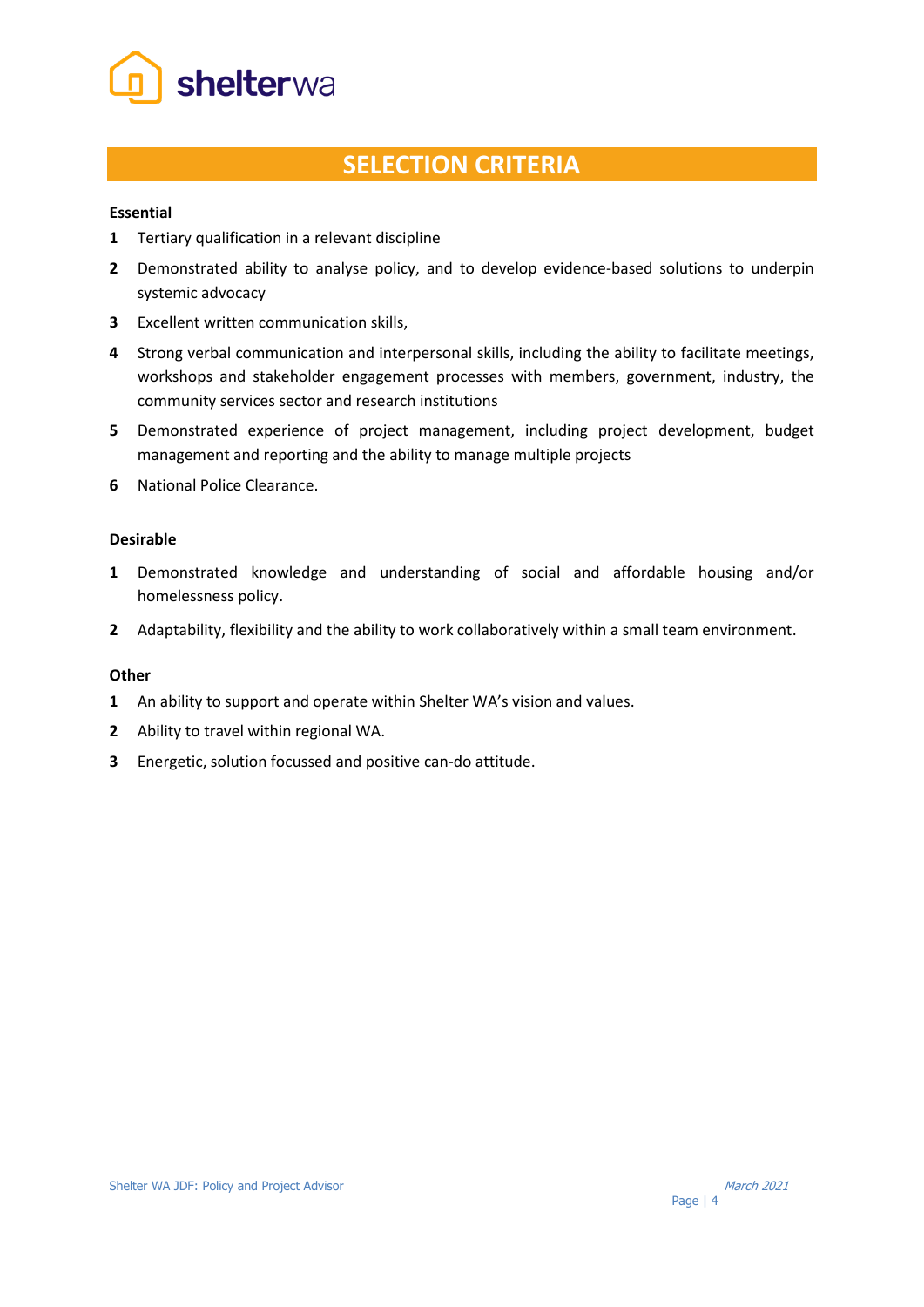# SELECTION CRITERIA

**Essential**

1. Tertiary qualification in a relevant discipline
2. Demonstrated ability to analyse policy, and to develop evidence-based solutions to underpin systemic advocacy
3. Excellent written communication skills,
4. Strong verbal communication and interpersonal skills, including the ability to facilitate meetings, workshops and stakeholder engagement processes with members, government, industry, the community services sector and research institutions
5. Demonstrated experience of project management, including project development, budget management and reporting and the ability to manage multiple projects
6. National Police Clearance.

**Desirable**

1. Demonstrated knowledge and understanding of social and affordable housing and/or homelessness policy.
2. Adaptability, flexibility and the ability to work collaboratively within a small team environment.

**Other**

1. An ability to support and operate within Shelter WA's vision and values.
2. Ability to travel within regional WA.
3. Energetic, solution focussed and positive can-do attitude.